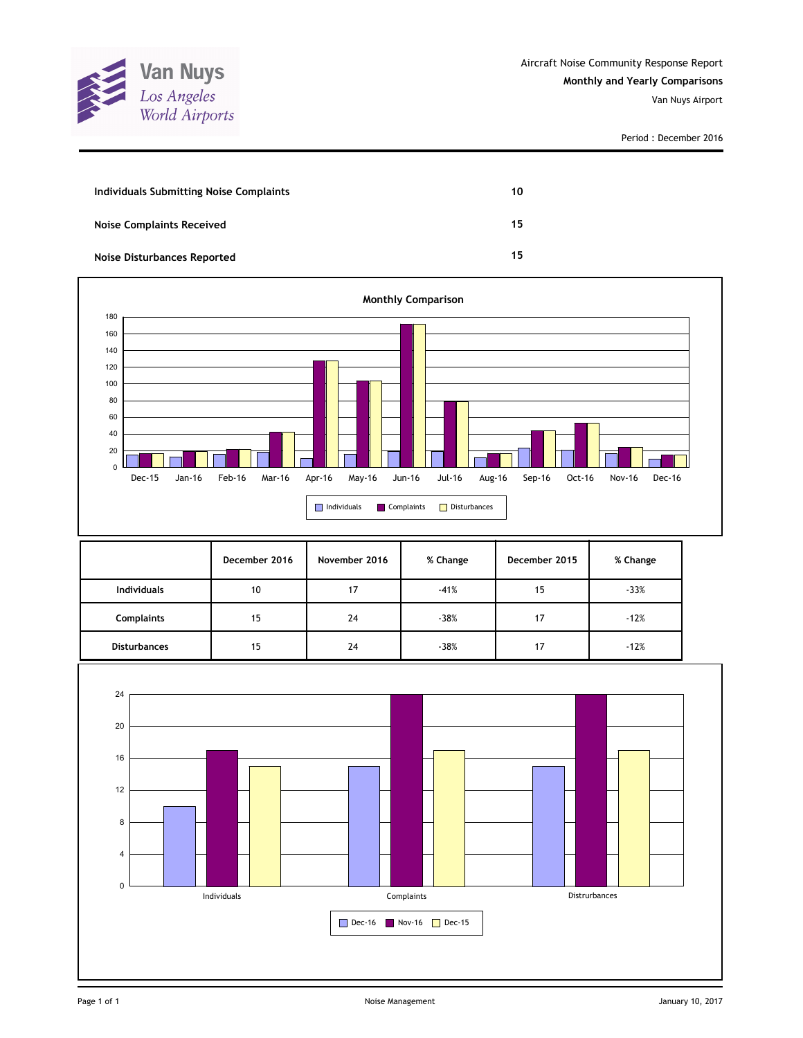Van Nuys
*Los Angeles World Airports*

Aircraft Noise Community Response Report

**Monthly and Yearly Comparisons**

Van Nuys Airport

Period : December 2016

| | |
|---|---|
| **Individuals Submitting Noise Complaints** | **10** |
| **Noise Complaints Received** | **15** |
| **Noise Disturbances Reported** | **15** |

**Monthly Comparison**

| | December 2016 | November 2016 | % Change | December 2015 | % Change |
|---|---|---|---|---|---|
| **Individuals** | 10 | 17 | -41% | 15 | -33% |
| **Complaints** | 15 | 24 | -38% | 17 | -12% |
| **Disturbances** | 15 | 24 | -38% | 17 | -12% |

Noise Management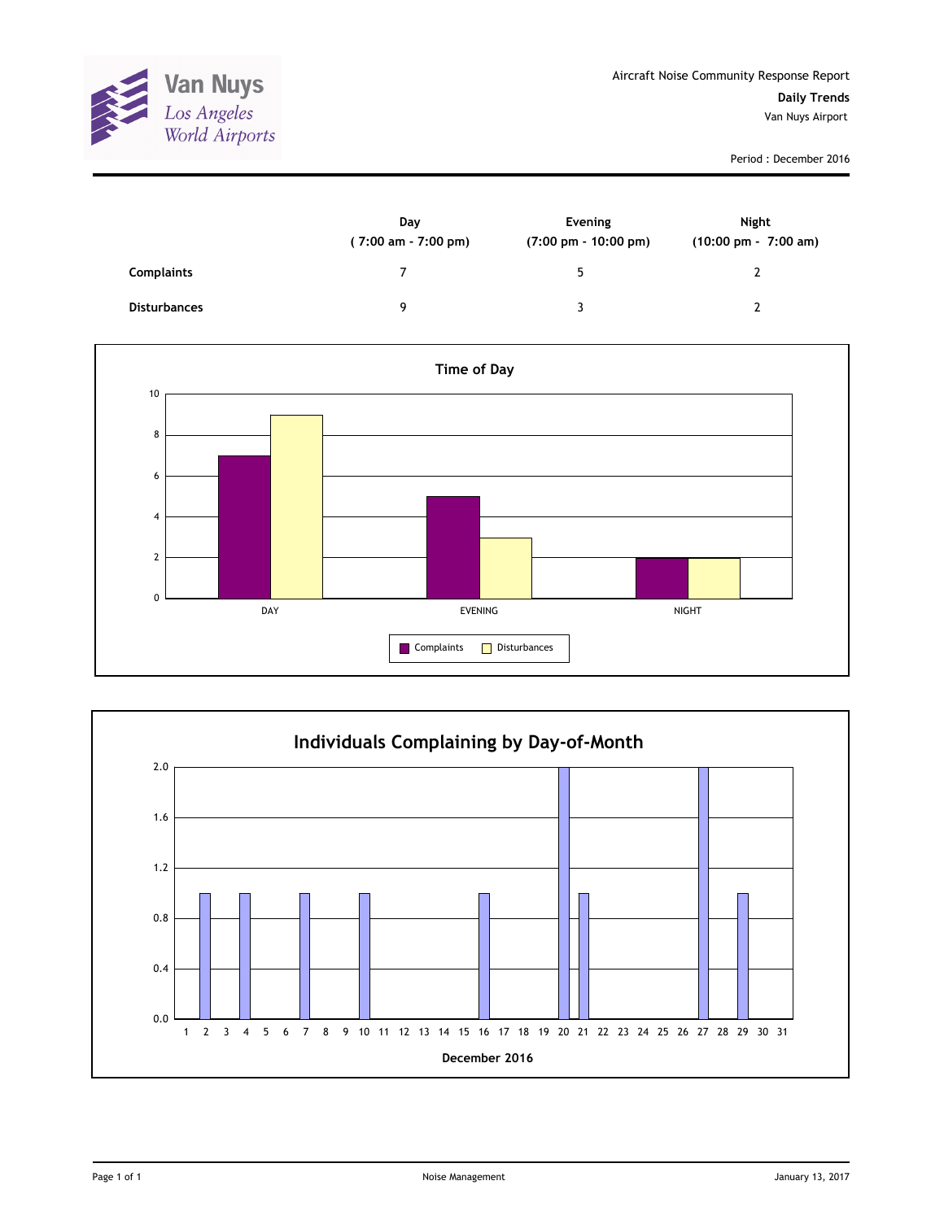Aircraft Noise Community Response Report

**Daily Trends**

Van Nuys Airport

Period : December 2016

| | Day ( 7:00 am - 7:00 pm) | Evening (7:00 pm - 10:00 pm) | Night (10:00 pm - 7:00 am) |
|---|---|---|---|
| **Complaints** | 7 | 5 | 2 |
| **Disturbances** | 9 | 3 | 2 |

**Time of Day**

| | Complaints | Disturbances |
|---|---|---|
| DAY | 7 | 9 |
| EVENING | 5 | 3 |
| NIGHT | 2 | 2 |

**Individuals Complaining by Day-of-Month**

December 2016

| Day | Individuals |
|---|---|
| 2 | 1 |
| 4 | 1 |
| 7 | 1 |
| 10 | 1 |
| 16 | 1 |
| 20 | 2 |
| 21 | 1 |
| 27 | 2 |
| 29 | 1 |

Noise Management

January 13, 2017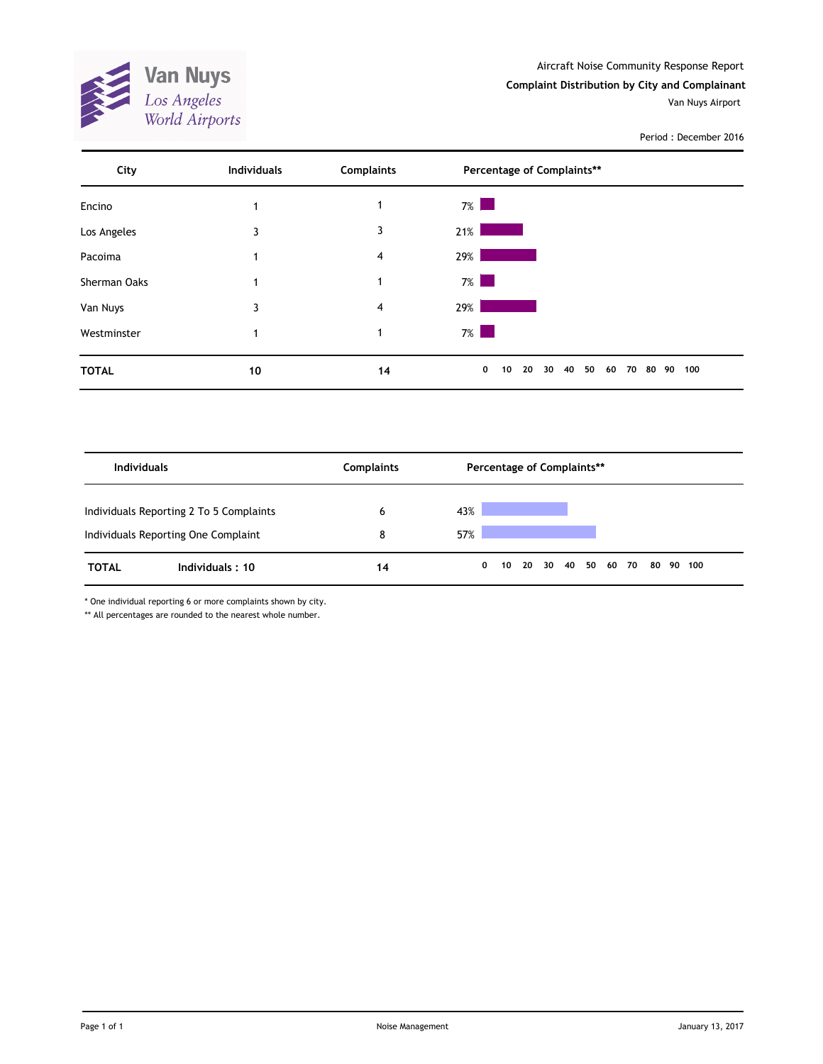Van Nuys
Los Angeles World Airports

Aircraft Noise Community Response Report

**Complaint Distribution by City and Complainant**

Van Nuys Airport

Period : December 2016

| City | Individuals | Complaints | Percentage of Complaints** |
|---|---|---|---|
| Encino | 1 | 1 | 7% |
| Los Angeles | 3 | 3 | 21% |
| Pacoima | 1 | 4 | 29% |
| Sherman Oaks | 1 | 1 | 7% |
| Van Nuys | 3 | 4 | 29% |
| Westminster | 1 | 1 | 7% |
| **TOTAL** | **10** | **14** | |

| Individuals | Complaints | Percentage of Complaints** |
|---|---|---|
| Individuals Reporting 2 To 5 Complaints | 6 | 43% |
| Individuals Reporting One Complaint | 8 | 57% |
| **TOTAL** **Individuals : 10** | **14** | |

\* One individual reporting 6 or more complaints shown by city.

** All percentages are rounded to the nearest whole number.

Noise Management

January 13, 2017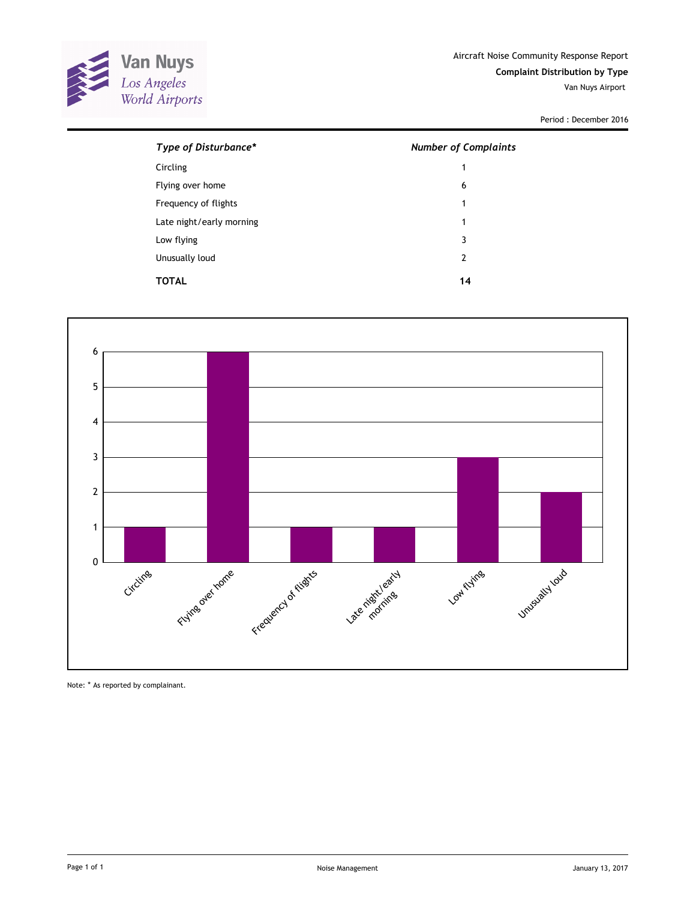Van Nuys
Los Angeles World Airports

Aircraft Noise Community Response Report

**Complaint Distribution by Type**

Van Nuys Airport

Period : December 2016

| *Type of Disturbance** | *Number of Complaints* |
|---|---|
| Circling | 1 |
| Flying over home | 6 |
| Frequency of flights | 1 |
| Late night/early morning | 1 |
| Low flying | 3 |
| Unusually loud | 2 |
| **TOTAL** | **14** |

Note: * As reported by complainant.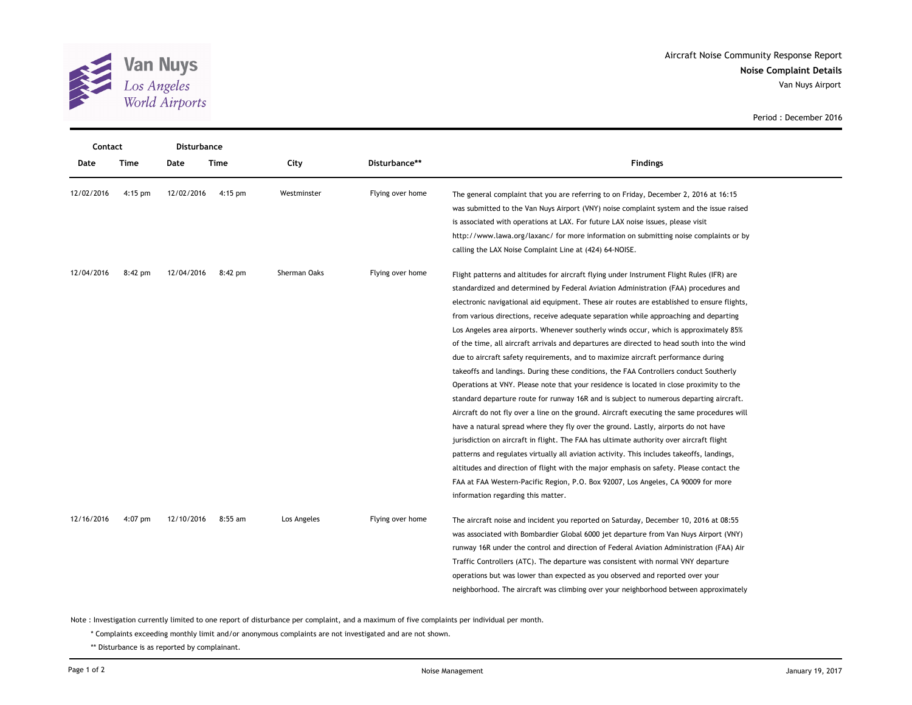Aircraft Noise Community Response Report

**Noise Complaint Details**

Van Nuys Airport

Period : December 2016

| Contact | | Disturbance | | | | |
|---|---|---|---|---|---|---|
| Date | Time | Date | Time | City | Disturbance** | Findings |
| 12/02/2016 | 4:15 pm | 12/02/2016 | 4:15 pm | Westminster | Flying over home | The general complaint that you are referring to on Friday, December 2, 2016 at 16:15 was submitted to the Van Nuys Airport (VNY) noise complaint system and the issue raised is associated with operations at LAX. For future LAX noise issues, please visit http://www.lawa.org/laxanc/ for more information on submitting noise complaints or by calling the LAX Noise Complaint Line at (424) 64-NOISE. |
| 12/04/2016 | 8:42 pm | 12/04/2016 | 8:42 pm | Sherman Oaks | Flying over home | Flight patterns and altitudes for aircraft flying under Instrument Flight Rules (IFR) are standardized and determined by Federal Aviation Administration (FAA) procedures and electronic navigational aid equipment. These air routes are established to ensure flights, from various directions, receive adequate separation while approaching and departing Los Angeles area airports. Whenever southerly winds occur, which is approximately 85% of the time, all aircraft arrivals and departures are directed to head south into the wind due to aircraft safety requirements, and to maximize aircraft performance during takeoffs and landings. During these conditions, the FAA Controllers conduct Southerly Operations at VNY. Please note that your residence is located in close proximity to the standard departure route for runway 16R and is subject to numerous departing aircraft. Aircraft do not fly over a line on the ground. Aircraft executing the same procedures will have a natural spread where they fly over the ground. Lastly, airports do not have jurisdiction on aircraft in flight. The FAA has ultimate authority over aircraft flight patterns and regulates virtually all aviation activity. This includes takeoffs, landings, altitudes and direction of flight with the major emphasis on safety. Please contact the FAA at FAA Western-Pacific Region, P.O. Box 92007, Los Angeles, CA 90009 for more information regarding this matter. |
| 12/16/2016 | 4:07 pm | 12/10/2016 | 8:55 am | Los Angeles | Flying over home | The aircraft noise and incident you reported on Saturday, December 10, 2016 at 08:55 was associated with Bombardier Global 6000 jet departure from Van Nuys Airport (VNY) runway 16R under the control and direction of Federal Aviation Administration (FAA) Air Traffic Controllers (ATC). The departure was consistent with normal VNY departure operations but was lower than expected as you observed and reported over your neighborhood. The aircraft was climbing over your neighborhood between approximately |

Note : Investigation currently limited to one report of disturbance per complaint, and a maximum of five complaints per individual per month.

\* Complaints exceeding monthly limit and/or anonymous complaints are not investigated and are not shown.

** Disturbance is as reported by complainant.

Noise Management

January 19, 2017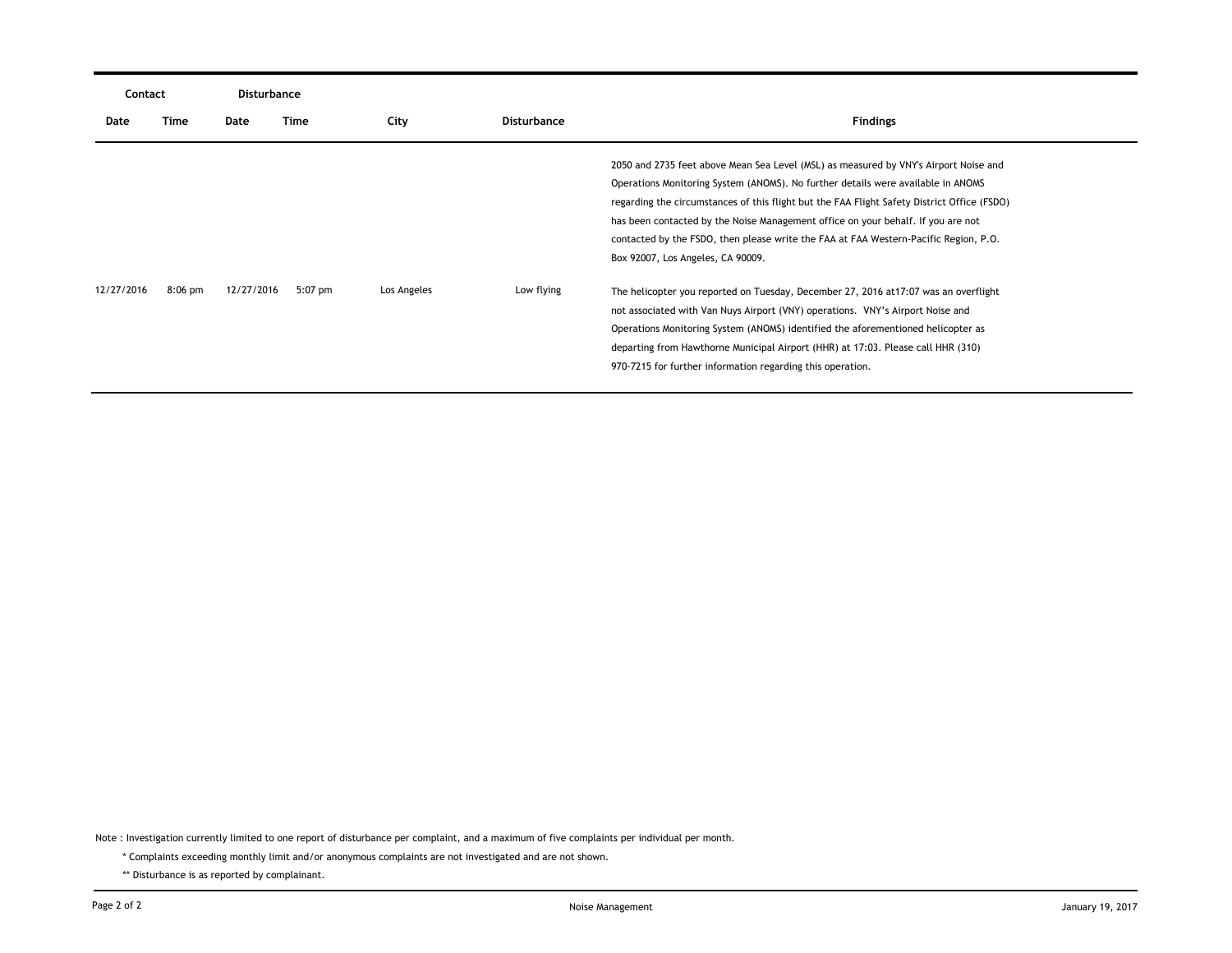| Contact | | Disturbance | | | | |
|---|---|---|---|---|---|---|
| Date | Time | Date | Time | City | Disturbance | Findings |
| | | | | | | 2050 and 2735 feet above Mean Sea Level (MSL) as measured by VNY's Airport Noise and Operations Monitoring System (ANOMS). No further details were available in ANOMS regarding the circumstances of this flight but the FAA Flight Safety District Office (FSDO) has been contacted by the Noise Management office on your behalf. If you are not contacted by the FSDO, then please write the FAA at FAA Western-Pacific Region, P.O. Box 92007, Los Angeles, CA 90009. |
| 12/27/2016 | 8:06 pm | 12/27/2016 | 5:07 pm | Los Angeles | Low flying | The helicopter you reported on Tuesday, December 27, 2016 at17:07 was an overflight not associated with Van Nuys Airport (VNY) operations. VNY's Airport Noise and Operations Monitoring System (ANOMS) identified the aforementioned helicopter as departing from Hawthorne Municipal Airport (HHR) at 17:03. Please call HHR (310) 970-7215 for further information regarding this operation. |

Note : Investigation currently limited to one report of disturbance per complaint, and a maximum of five complaints per individual per month.

\* Complaints exceeding monthly limit and/or anonymous complaints are not investigated and are not shown.

\*\* Disturbance is as reported by complainant.